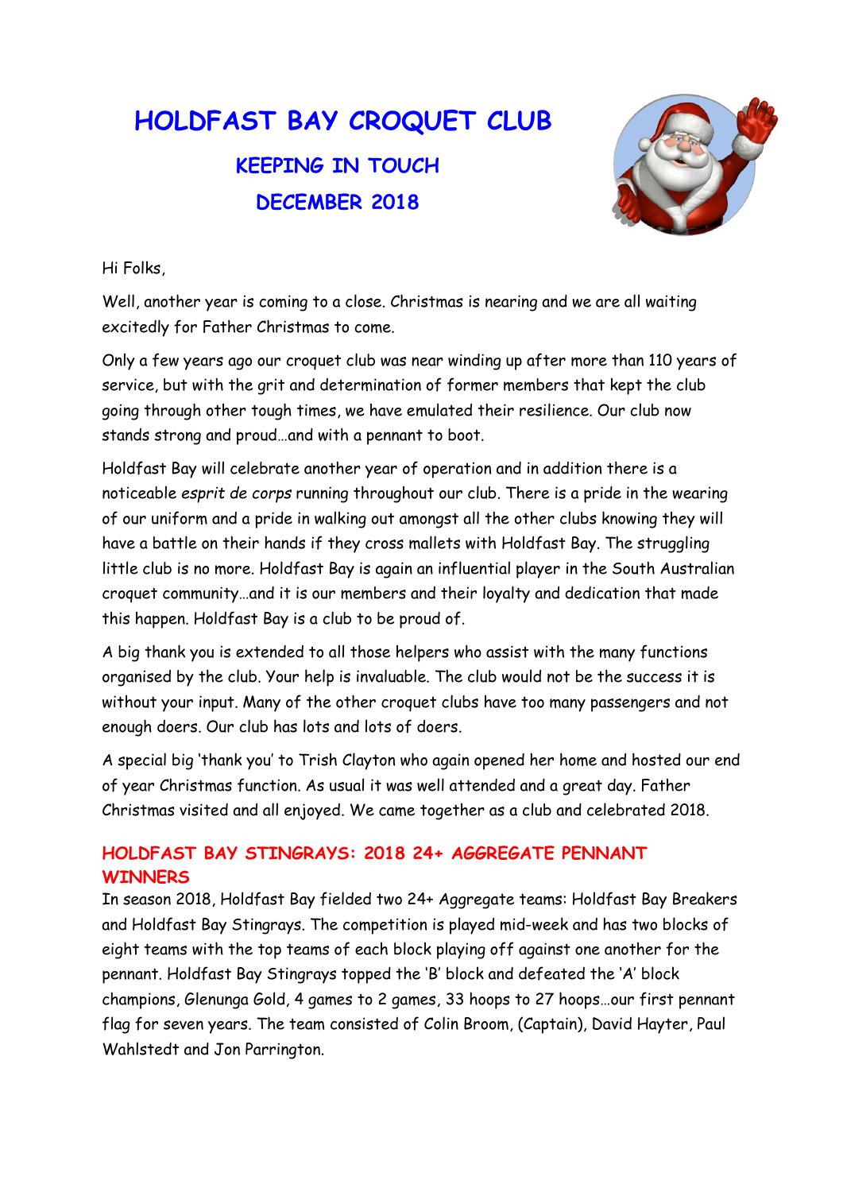# HOLDFAST BAY CROQUET CLUB

## KEEPING IN TOUCH

## DECEMBER 2018

Hi Folks,

Well, another year is coming to a close. Christmas is nearing and we are all waiting excitedly for Father Christmas to come.

Only a few years ago our croquet club was near winding up after more than 110 years of service, but with the grit and determination of former members that kept the club going through other tough times, we have emulated their resilience. Our club now stands strong and proud…and with a pennant to boot.

Holdfast Bay will celebrate another year of operation and in addition there is a noticeable *esprit de corps* running throughout our club. There is a pride in the wearing of our uniform and a pride in walking out amongst all the other clubs knowing they will have a battle on their hands if they cross mallets with Holdfast Bay. The struggling little club is no more. Holdfast Bay is again an influential player in the South Australian croquet community…and it is our members and their loyalty and dedication that made this happen. Holdfast Bay is a club to be proud of.

A big thank you is extended to all those helpers who assist with the many functions organised by the club. Your help is invaluable. The club would not be the success it is without your input. Many of the other croquet clubs have too many passengers and not enough doers. Our club has lots and lots of doers.

A special big 'thank you' to Trish Clayton who again opened her home and hosted our end of year Christmas function. As usual it was well attended and a great day. Father Christmas visited and all enjoyed. We came together as a club and celebrated 2018.

### HOLDFAST BAY STINGRAYS: 2018 24+ AGGREGATE PENNANT WINNERS

In season 2018, Holdfast Bay fielded two 24+ Aggregate teams: Holdfast Bay Breakers and Holdfast Bay Stingrays. The competition is played mid-week and has two blocks of eight teams with the top teams of each block playing off against one another for the pennant. Holdfast Bay Stingrays topped the 'B' block and defeated the 'A' block champions, Glenunga Gold, 4 games to 2 games, 33 hoops to 27 hoops…our first pennant flag for seven years. The team consisted of Colin Broom, (Captain), David Hayter, Paul Wahlstedt and Jon Parrington.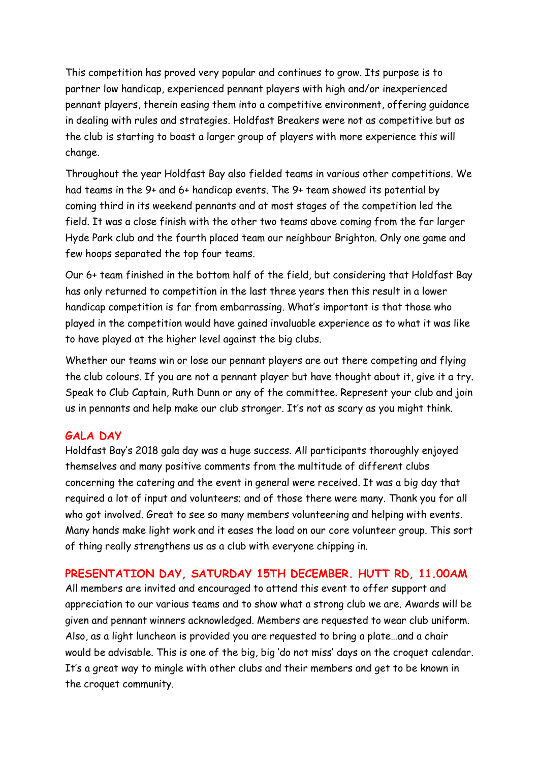This competition has proved very popular and continues to grow. Its purpose is to partner low handicap, experienced pennant players with high and/or inexperienced pennant players, therein easing them into a competitive environment, offering guidance in dealing with rules and strategies. Holdfast Breakers were not as competitive but as the club is starting to boast a larger group of players with more experience this will change.

Throughout the year Holdfast Bay also fielded teams in various other competitions. We had teams in the 9+ and 6+ handicap events. The 9+ team showed its potential by coming third in its weekend pennants and at most stages of the competition led the field. It was a close finish with the other two teams above coming from the far larger Hyde Park club and the fourth placed team our neighbour Brighton. Only one game and few hoops separated the top four teams.

Our 6+ team finished in the bottom half of the field, but considering that Holdfast Bay has only returned to competition in the last three years then this result in a lower handicap competition is far from embarrassing. What's important is that those who played in the competition would have gained invaluable experience as to what it was like to have played at the higher level against the big clubs.

Whether our teams win or lose our pennant players are out there competing and flying the club colours. If you are not a pennant player but have thought about it, give it a try. Speak to Club Captain, Ruth Dunn or any of the committee. Represent your club and join us in pennants and help make our club stronger. It's not as scary as you might think.

## GALA DAY

Holdfast Bay's 2018 gala day was a huge success. All participants thoroughly enjoyed themselves and many positive comments from the multitude of different clubs concerning the catering and the event in general were received. It was a big day that required a lot of input and volunteers; and of those there were many. Thank you for all who got involved. Great to see so many members volunteering and helping with events. Many hands make light work and it eases the load on our core volunteer group. This sort of thing really strengthens us as a club with everyone chipping in.

## PRESENTATION DAY, SATURDAY 15TH DECEMBER. HUTT RD, 11.00AM

All members are invited and encouraged to attend this event to offer support and appreciation to our various teams and to show what a strong club we are. Awards will be given and pennant winners acknowledged. Members are requested to wear club uniform. Also, as a light luncheon is provided you are requested to bring a plate…and a chair would be advisable. This is one of the big, big 'do not miss' days on the croquet calendar. It's a great way to mingle with other clubs and their members and get to be known in the croquet community.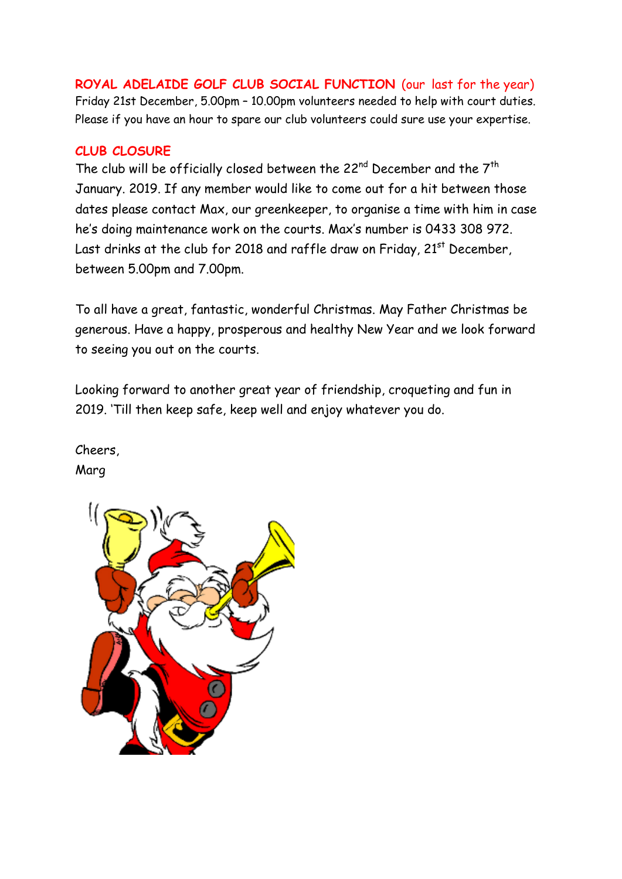## ROYAL ADELAIDE GOLF CLUB SOCIAL FUNCTION (our last for the year)

Friday 21st December, 5.00pm – 10.00pm volunteers needed to help with court duties. Please if you have an hour to spare our club volunteers could sure use your expertise.

## CLUB CLOSURE

The club will be officially closed between the 22nd December and the 7th January. 2019. If any member would like to come out for a hit between those dates please contact Max, our greenkeeper, to organise a time with him in case he's doing maintenance work on the courts. Max's number is 0433 308 972. Last drinks at the club for 2018 and raffle draw on Friday, 21st December, between 5.00pm and 7.00pm.

To all have a great, fantastic, wonderful Christmas. May Father Christmas be generous. Have a happy, prosperous and healthy New Year and we look forward to seeing you out on the courts.

Looking forward to another great year of friendship, croqueting and fun in 2019. 'Till then keep safe, keep well and enjoy whatever you do.

Cheers,
Marg